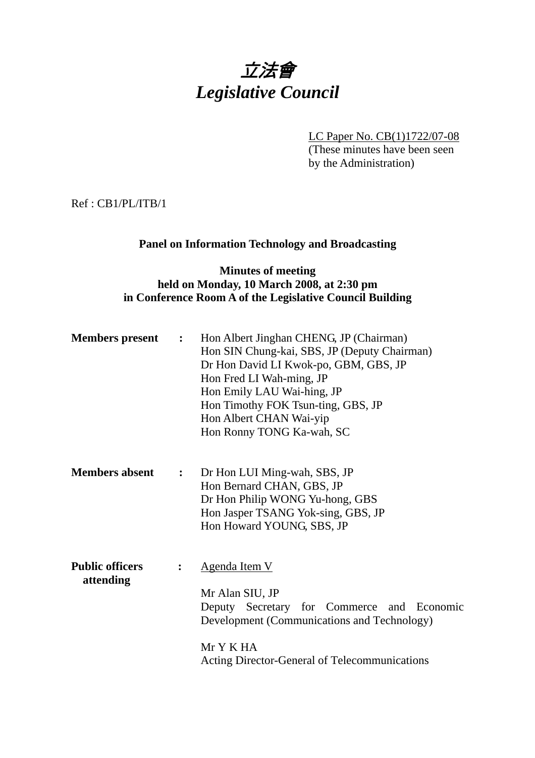# *立法會*
# *Legislative Council*

LC Paper No. CB(1)1722/07-08
(These minutes have been seen by the Administration)

Ref : CB1/PL/ITB/1

**Panel on Information Technology and Broadcasting**

**Minutes of meeting**
**held on Monday, 10 March 2008, at 2:30 pm**
**in Conference Room A of the Legislative Council Building**

**Members present** :
Hon Albert Jinghan CHENG, JP (Chairman)
Hon SIN Chung-kai, SBS, JP (Deputy Chairman)
Dr Hon David LI Kwok-po, GBM, GBS, JP
Hon Fred LI Wah-ming, JP
Hon Emily LAU Wai-hing, JP
Hon Timothy FOK Tsun-ting, GBS, JP
Hon Albert CHAN Wai-yip
Hon Ronny TONG Ka-wah, SC

**Members absent** :
Dr Hon LUI Ming-wah, SBS, JP
Hon Bernard CHAN, GBS, JP
Dr Hon Philip WONG Yu-hong, GBS
Hon Jasper TSANG Yok-sing, GBS, JP
Hon Howard YOUNG, SBS, JP

**Public officers attending** :
Agenda Item V

Mr Alan SIU, JP
Deputy Secretary for Commerce and Economic Development (Communications and Technology)

Mr Y K HA
Acting Director-General of Telecommunications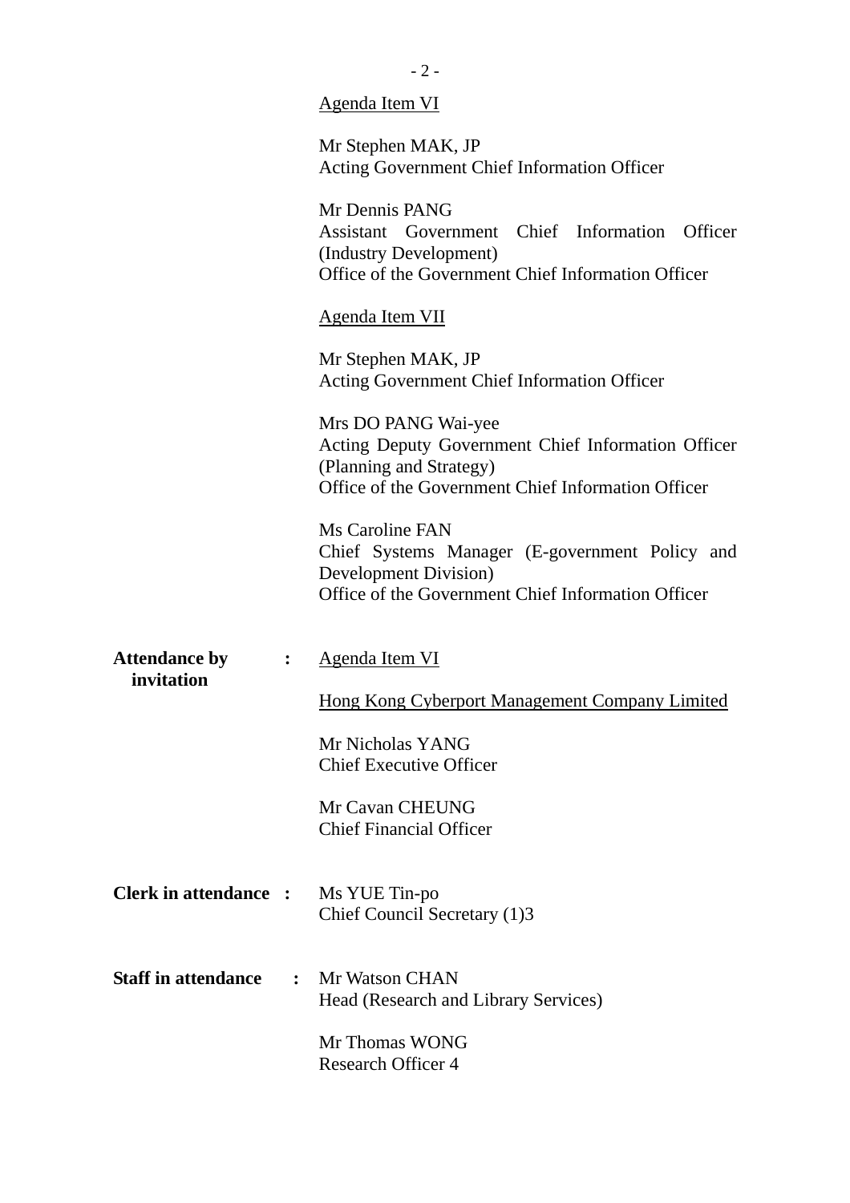Agenda Item VI

Mr Stephen MAK, JP
Acting Government Chief Information Officer

Mr Dennis PANG
Assistant Government Chief Information Officer (Industry Development)
Office of the Government Chief Information Officer

Agenda Item VII

Mr Stephen MAK, JP
Acting Government Chief Information Officer

Mrs DO PANG Wai-yee
Acting Deputy Government Chief Information Officer (Planning and Strategy)
Office of the Government Chief Information Officer

Ms Caroline FAN
Chief Systems Manager (E-government Policy and Development Division)
Office of the Government Chief Information Officer

**Attendance by invitation** : Agenda Item VI

Hong Kong Cyberport Management Company Limited

Mr Nicholas YANG
Chief Executive Officer

Mr Cavan CHEUNG
Chief Financial Officer

**Clerk in attendance** : Ms YUE Tin-po
Chief Council Secretary (1)3

**Staff in attendance** : Mr Watson CHAN
Head (Research and Library Services)

Mr Thomas WONG
Research Officer 4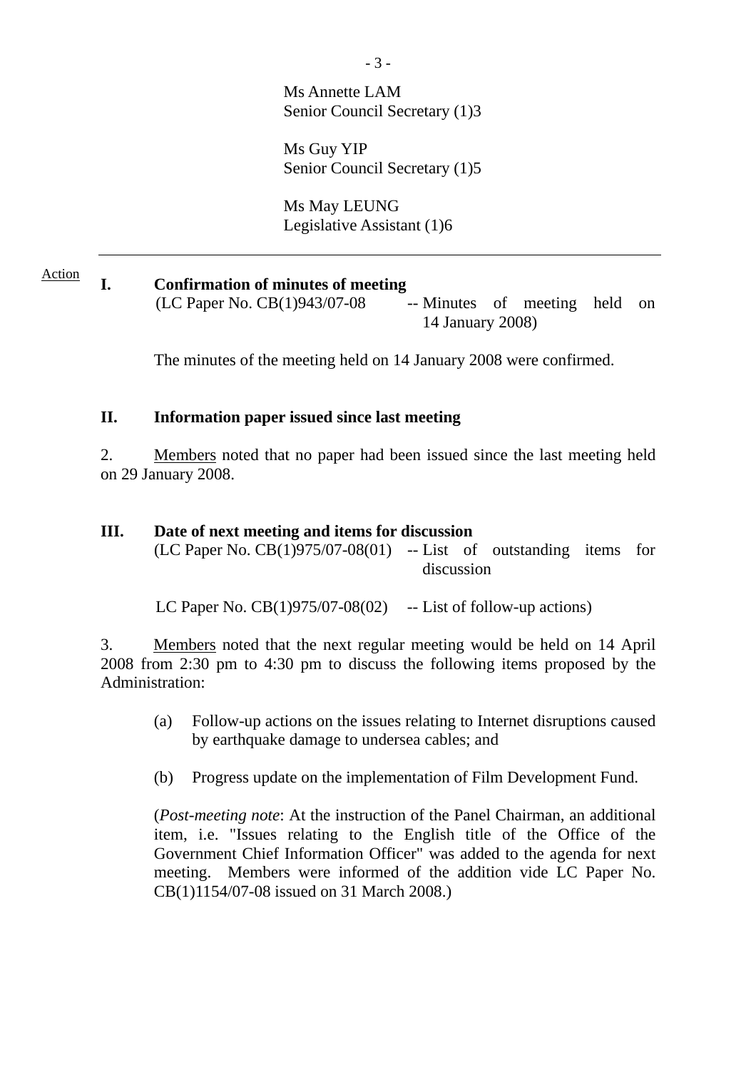Ms Annette LAM
Senior Council Secretary (1)3

Ms Guy YIP
Senior Council Secretary (1)5

Ms May LEUNG
Legislative Assistant (1)6

---

Action

**I. Confirmation of minutes of meeting**
(LC Paper No. CB(1)943/07-08 -- Minutes of meeting held on 14 January 2008)

The minutes of the meeting held on 14 January 2008 were confirmed.

**II. Information paper issued since last meeting**

2. Members noted that no paper had been issued since the last meeting held on 29 January 2008.

**III. Date of next meeting and items for discussion**
(LC Paper No. CB(1)975/07-08(01) -- List of outstanding items for discussion

LC Paper No. CB(1)975/07-08(02) -- List of follow-up actions)

3. Members noted that the next regular meeting would be held on 14 April 2008 from 2:30 pm to 4:30 pm to discuss the following items proposed by the Administration:

(a) Follow-up actions on the issues relating to Internet disruptions caused by earthquake damage to undersea cables; and

(b) Progress update on the implementation of Film Development Fund.

(*Post-meeting note*: At the instruction of the Panel Chairman, an additional item, i.e. "Issues relating to the English title of the Office of the Government Chief Information Officer" was added to the agenda for next meeting. Members were informed of the addition vide LC Paper No. CB(1)1154/07-08 issued on 31 March 2008.)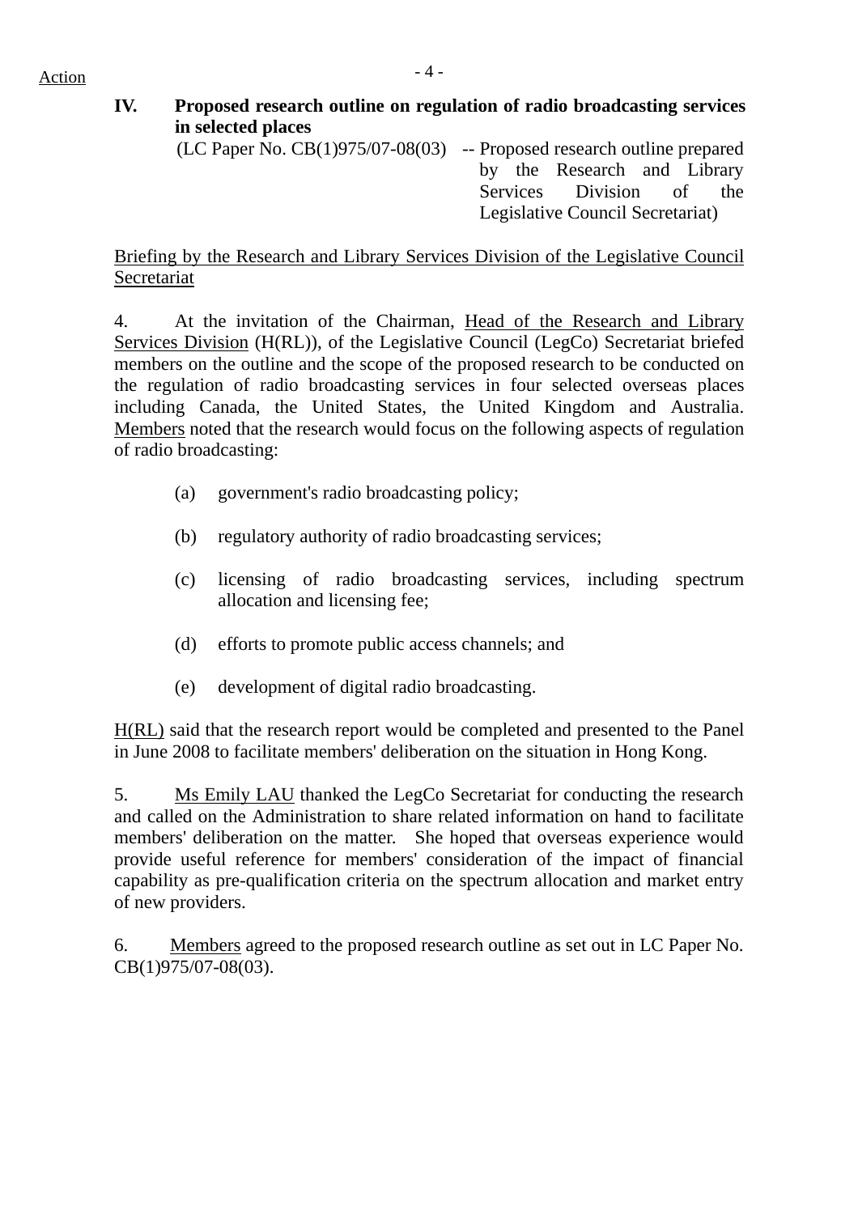Action

**IV. Proposed research outline on regulation of radio broadcasting services in selected places**

(LC Paper No. CB(1)975/07-08(03) -- Proposed research outline prepared by the Research and Library Services Division of the Legislative Council Secretariat)

Briefing by the Research and Library Services Division of the Legislative Council Secretariat

4. At the invitation of the Chairman, Head of the Research and Library Services Division (H(RL)), of the Legislative Council (LegCo) Secretariat briefed members on the outline and the scope of the proposed research to be conducted on the regulation of radio broadcasting services in four selected overseas places including Canada, the United States, the United Kingdom and Australia. Members noted that the research would focus on the following aspects of regulation of radio broadcasting:

(a) government's radio broadcasting policy;

(b) regulatory authority of radio broadcasting services;

(c) licensing of radio broadcasting services, including spectrum allocation and licensing fee;

(d) efforts to promote public access channels; and

(e) development of digital radio broadcasting.

H(RL) said that the research report would be completed and presented to the Panel in June 2008 to facilitate members' deliberation on the situation in Hong Kong.

5. Ms Emily LAU thanked the LegCo Secretariat for conducting the research and called on the Administration to share related information on hand to facilitate members' deliberation on the matter. She hoped that overseas experience would provide useful reference for members' consideration of the impact of financial capability as pre-qualification criteria on the spectrum allocation and market entry of new providers.

6. Members agreed to the proposed research outline as set out in LC Paper No. CB(1)975/07-08(03).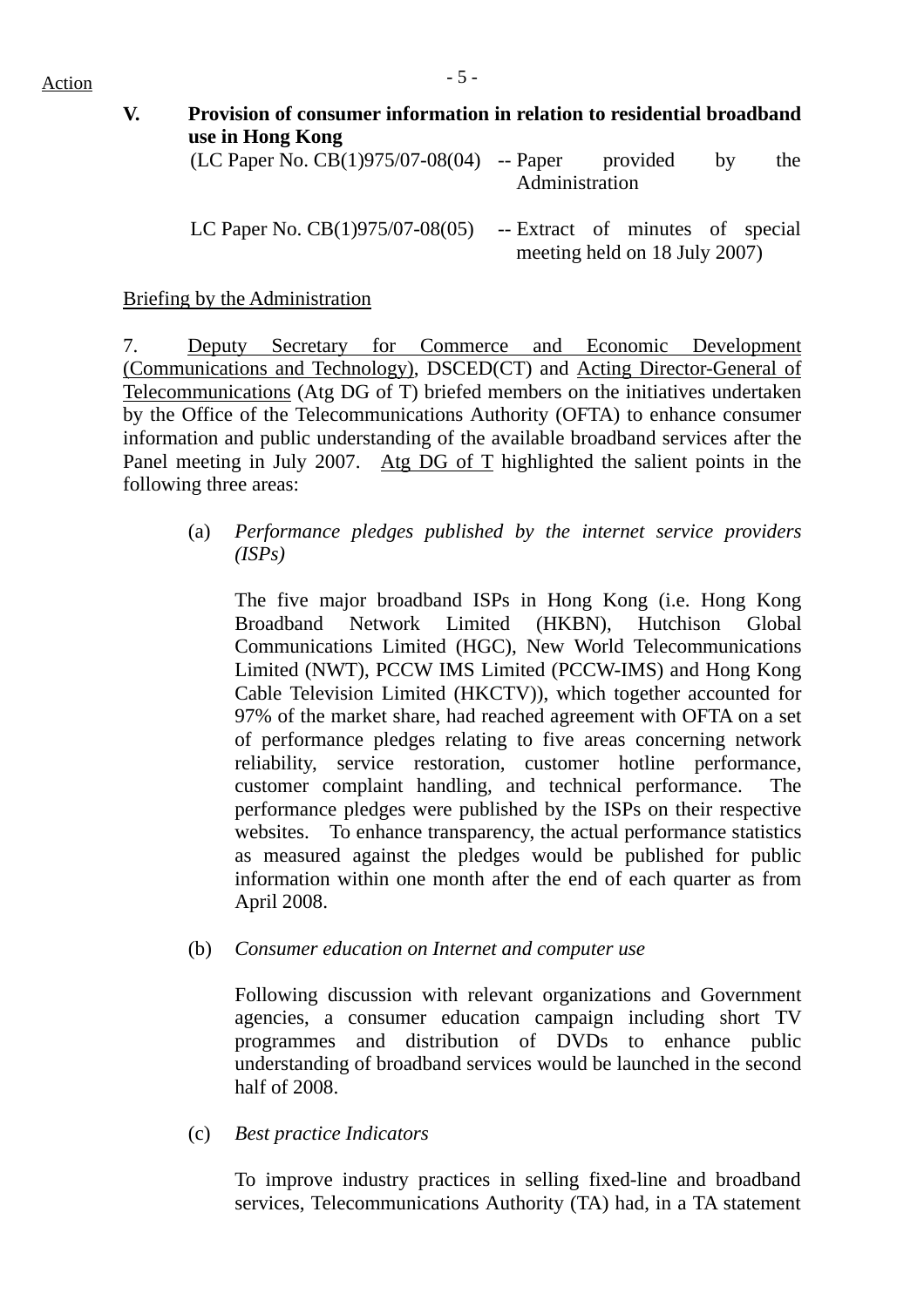Action

**V. Provision of consumer information in relation to residential broadband use in Hong Kong**

(LC Paper No. CB(1)975/07-08(04) -- Paper provided by the Administration

LC Paper No. CB(1)975/07-08(05) -- Extract of minutes of special meeting held on 18 July 2007)

Briefing by the Administration

7. Deputy Secretary for Commerce and Economic Development (Communications and Technology), DSCED(CT) and Acting Director-General of Telecommunications (Atg DG of T) briefed members on the initiatives undertaken by the Office of the Telecommunications Authority (OFTA) to enhance consumer information and public understanding of the available broadband services after the Panel meeting in July 2007. Atg DG of T highlighted the salient points in the following three areas:

(a) *Performance pledges published by the internet service providers (ISPs)*

The five major broadband ISPs in Hong Kong (i.e. Hong Kong Broadband Network Limited (HKBN), Hutchison Global Communications Limited (HGC), New World Telecommunications Limited (NWT), PCCW IMS Limited (PCCW-IMS) and Hong Kong Cable Television Limited (HKCTV)), which together accounted for 97% of the market share, had reached agreement with OFTA on a set of performance pledges relating to five areas concerning network reliability, service restoration, customer hotline performance, customer complaint handling, and technical performance. The performance pledges were published by the ISPs on their respective websites. To enhance transparency, the actual performance statistics as measured against the pledges would be published for public information within one month after the end of each quarter as from April 2008.

(b) *Consumer education on Internet and computer use*

Following discussion with relevant organizations and Government agencies, a consumer education campaign including short TV programmes and distribution of DVDs to enhance public understanding of broadband services would be launched in the second half of 2008.

(c) *Best practice Indicators*

To improve industry practices in selling fixed-line and broadband services, Telecommunications Authority (TA) had, in a TA statement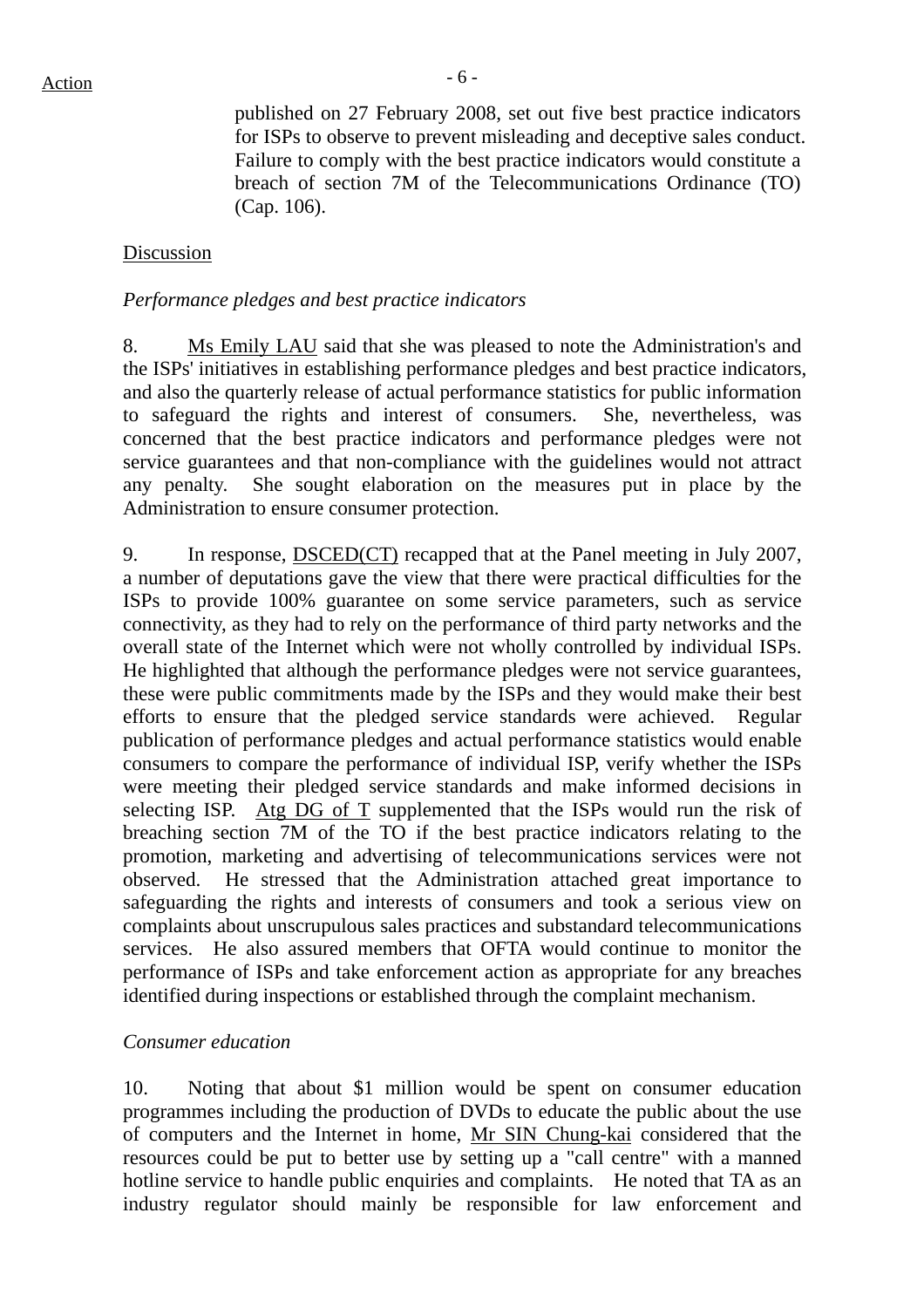published on 27 February 2008, set out five best practice indicators for ISPs to observe to prevent misleading and deceptive sales conduct. Failure to comply with the best practice indicators would constitute a breach of section 7M of the Telecommunications Ordinance (TO) (Cap. 106).

Discussion

*Performance pledges and best practice indicators*

8. Ms Emily LAU said that she was pleased to note the Administration's and the ISPs' initiatives in establishing performance pledges and best practice indicators, and also the quarterly release of actual performance statistics for public information to safeguard the rights and interest of consumers. She, nevertheless, was concerned that the best practice indicators and performance pledges were not service guarantees and that non-compliance with the guidelines would not attract any penalty. She sought elaboration on the measures put in place by the Administration to ensure consumer protection.

9. In response, DSCED(CT) recapped that at the Panel meeting in July 2007, a number of deputations gave the view that there were practical difficulties for the ISPs to provide 100% guarantee on some service parameters, such as service connectivity, as they had to rely on the performance of third party networks and the overall state of the Internet which were not wholly controlled by individual ISPs. He highlighted that although the performance pledges were not service guarantees, these were public commitments made by the ISPs and they would make their best efforts to ensure that the pledged service standards were achieved. Regular publication of performance pledges and actual performance statistics would enable consumers to compare the performance of individual ISP, verify whether the ISPs were meeting their pledged service standards and make informed decisions in selecting ISP. Atg DG of T supplemented that the ISPs would run the risk of breaching section 7M of the TO if the best practice indicators relating to the promotion, marketing and advertising of telecommunications services were not observed. He stressed that the Administration attached great importance to safeguarding the rights and interests of consumers and took a serious view on complaints about unscrupulous sales practices and substandard telecommunications services. He also assured members that OFTA would continue to monitor the performance of ISPs and take enforcement action as appropriate for any breaches identified during inspections or established through the complaint mechanism.

*Consumer education*

10. Noting that about $1 million would be spent on consumer education programmes including the production of DVDs to educate the public about the use of computers and the Internet in home, Mr SIN Chung-kai considered that the resources could be put to better use by setting up a "call centre" with a manned hotline service to handle public enquiries and complaints. He noted that TA as an industry regulator should mainly be responsible for law enforcement and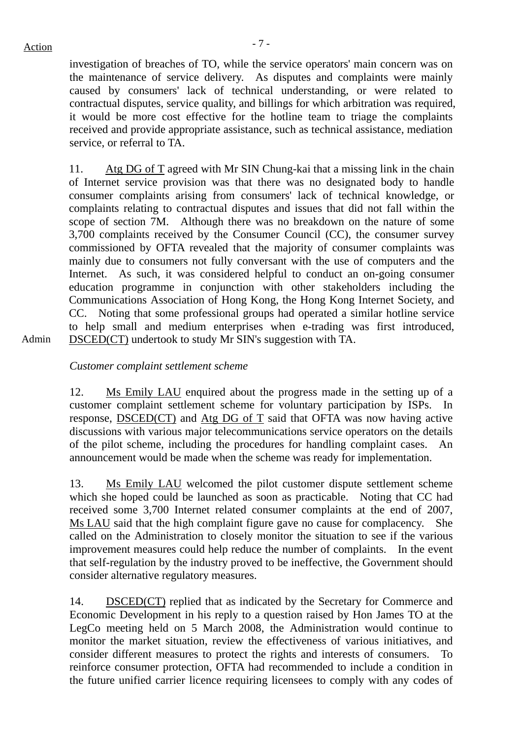Action

investigation of breaches of TO, while the service operators' main concern was on the maintenance of service delivery. As disputes and complaints were mainly caused by consumers' lack of technical understanding, or were related to contractual disputes, service quality, and billings for which arbitration was required, it would be more cost effective for the hotline team to triage the complaints received and provide appropriate assistance, such as technical assistance, mediation service, or referral to TA.

11. Atg DG of T agreed with Mr SIN Chung-kai that a missing link in the chain of Internet service provision was that there was no designated body to handle consumer complaints arising from consumers' lack of technical knowledge, or complaints relating to contractual disputes and issues that did not fall within the scope of section 7M. Although there was no breakdown on the nature of some 3,700 complaints received by the Consumer Council (CC), the consumer survey commissioned by OFTA revealed that the majority of consumer complaints was mainly due to consumers not fully conversant with the use of computers and the Internet. As such, it was considered helpful to conduct an on-going consumer education programme in conjunction with other stakeholders including the Communications Association of Hong Kong, the Hong Kong Internet Society, and CC. Noting that some professional groups had operated a similar hotline service to help small and medium enterprises when e-trading was first introduced, DSCED(CT) undertook to study Mr SIN's suggestion with TA.

Admin

*Customer complaint settlement scheme*

12. Ms Emily LAU enquired about the progress made in the setting up of a customer complaint settlement scheme for voluntary participation by ISPs. In response, DSCED(CT) and Atg DG of T said that OFTA was now having active discussions with various major telecommunications service operators on the details of the pilot scheme, including the procedures for handling complaint cases. An announcement would be made when the scheme was ready for implementation.

13. Ms Emily LAU welcomed the pilot customer dispute settlement scheme which she hoped could be launched as soon as practicable. Noting that CC had received some 3,700 Internet related consumer complaints at the end of 2007, Ms LAU said that the high complaint figure gave no cause for complacency. She called on the Administration to closely monitor the situation to see if the various improvement measures could help reduce the number of complaints. In the event that self-regulation by the industry proved to be ineffective, the Government should consider alternative regulatory measures.

14. DSCED(CT) replied that as indicated by the Secretary for Commerce and Economic Development in his reply to a question raised by Hon James TO at the LegCo meeting held on 5 March 2008, the Administration would continue to monitor the market situation, review the effectiveness of various initiatives, and consider different measures to protect the rights and interests of consumers. To reinforce consumer protection, OFTA had recommended to include a condition in the future unified carrier licence requiring licensees to comply with any codes of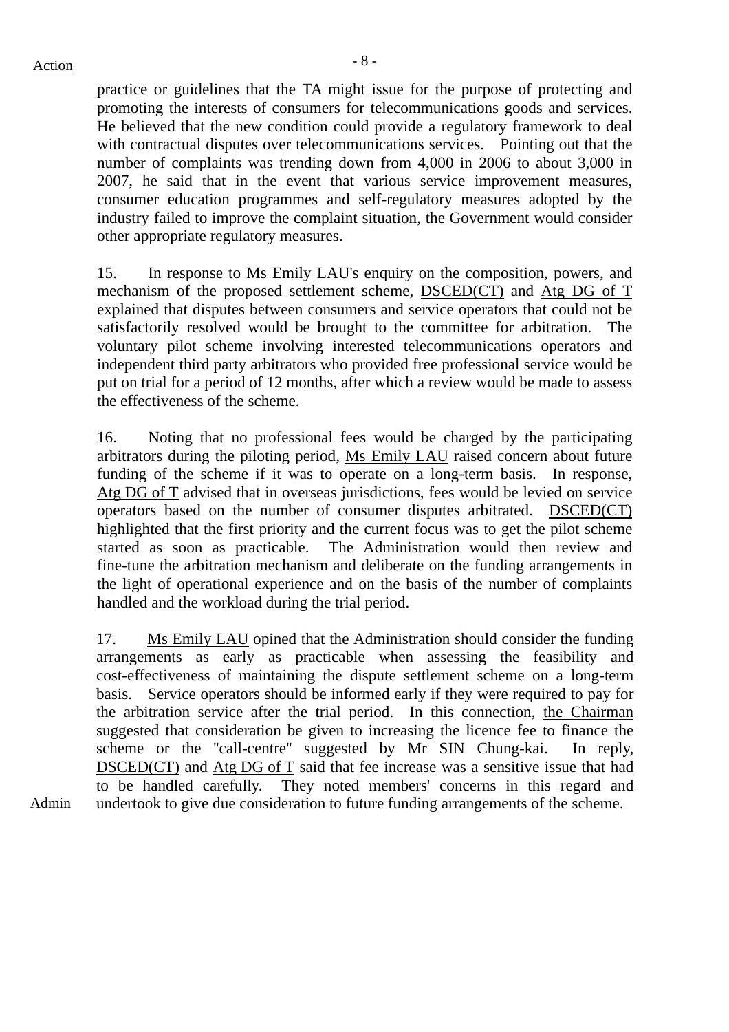Action

practice or guidelines that the TA might issue for the purpose of protecting and promoting the interests of consumers for telecommunications goods and services. He believed that the new condition could provide a regulatory framework to deal with contractual disputes over telecommunications services. Pointing out that the number of complaints was trending down from 4,000 in 2006 to about 3,000 in 2007, he said that in the event that various service improvement measures, consumer education programmes and self-regulatory measures adopted by the industry failed to improve the complaint situation, the Government would consider other appropriate regulatory measures.

15. In response to Ms Emily LAU's enquiry on the composition, powers, and mechanism of the proposed settlement scheme, DSCED(CT) and Atg DG of T explained that disputes between consumers and service operators that could not be satisfactorily resolved would be brought to the committee for arbitration. The voluntary pilot scheme involving interested telecommunications operators and independent third party arbitrators who provided free professional service would be put on trial for a period of 12 months, after which a review would be made to assess the effectiveness of the scheme.

16. Noting that no professional fees would be charged by the participating arbitrators during the piloting period, Ms Emily LAU raised concern about future funding of the scheme if it was to operate on a long-term basis. In response, Atg DG of T advised that in overseas jurisdictions, fees would be levied on service operators based on the number of consumer disputes arbitrated. DSCED(CT) highlighted that the first priority and the current focus was to get the pilot scheme started as soon as practicable. The Administration would then review and fine-tune the arbitration mechanism and deliberate on the funding arrangements in the light of operational experience and on the basis of the number of complaints handled and the workload during the trial period.

17. Ms Emily LAU opined that the Administration should consider the funding arrangements as early as practicable when assessing the feasibility and cost-effectiveness of maintaining the dispute settlement scheme on a long-term basis. Service operators should be informed early if they were required to pay for the arbitration service after the trial period. In this connection, the Chairman suggested that consideration be given to increasing the licence fee to finance the scheme or the "call-centre" suggested by Mr SIN Chung-kai. In reply, DSCED(CT) and Atg DG of T said that fee increase was a sensitive issue that had to be handled carefully. They noted members' concerns in this regard and undertook to give due consideration to future funding arrangements of the scheme.

Admin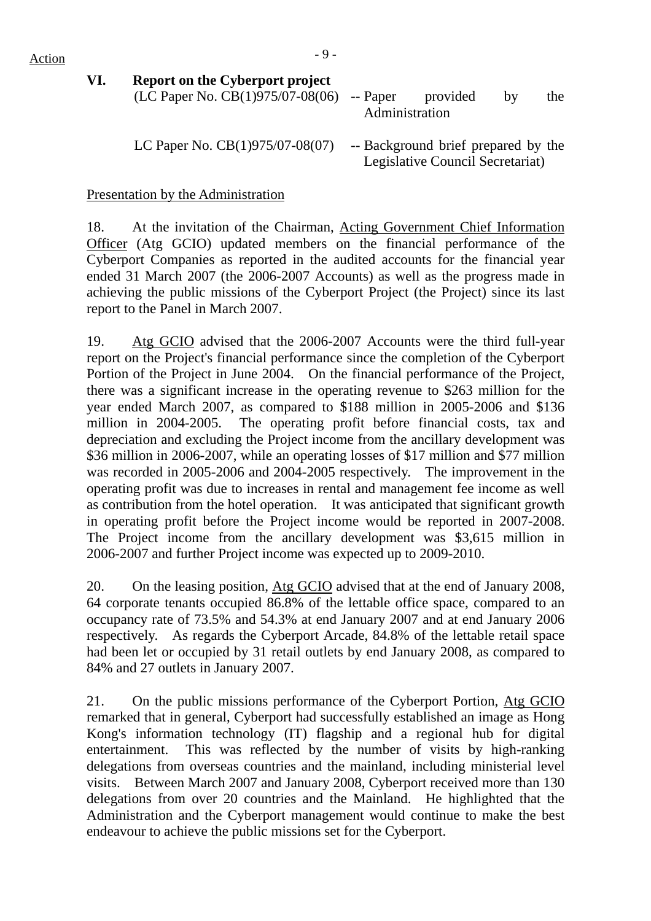## VI. Report on the Cyberport project

(LC Paper No. CB(1)975/07-08(06) -- Paper provided by the Administration

LC Paper No. CB(1)975/07-08(07) -- Background brief prepared by the Legislative Council Secretariat)

Presentation by the Administration

18. At the invitation of the Chairman, Acting Government Chief Information Officer (Atg GCIO) updated members on the financial performance of the Cyberport Companies as reported in the audited accounts for the financial year ended 31 March 2007 (the 2006-2007 Accounts) as well as the progress made in achieving the public missions of the Cyberport Project (the Project) since its last report to the Panel in March 2007.

19. Atg GCIO advised that the 2006-2007 Accounts were the third full-year report on the Project's financial performance since the completion of the Cyberport Portion of the Project in June 2004. On the financial performance of the Project, there was a significant increase in the operating revenue to $263 million for the year ended March 2007, as compared to $188 million in 2005-2006 and $136 million in 2004-2005. The operating profit before financial costs, tax and depreciation and excluding the Project income from the ancillary development was $36 million in 2006-2007, while an operating losses of $17 million and $77 million was recorded in 2005-2006 and 2004-2005 respectively. The improvement in the operating profit was due to increases in rental and management fee income as well as contribution from the hotel operation. It was anticipated that significant growth in operating profit before the Project income would be reported in 2007-2008. The Project income from the ancillary development was $3,615 million in 2006-2007 and further Project income was expected up to 2009-2010.

20. On the leasing position, Atg GCIO advised that at the end of January 2008, 64 corporate tenants occupied 86.8% of the lettable office space, compared to an occupancy rate of 73.5% and 54.3% at end January 2007 and at end January 2006 respectively. As regards the Cyberport Arcade, 84.8% of the lettable retail space had been let or occupied by 31 retail outlets by end January 2008, as compared to 84% and 27 outlets in January 2007.

21. On the public missions performance of the Cyberport Portion, Atg GCIO remarked that in general, Cyberport had successfully established an image as Hong Kong's information technology (IT) flagship and a regional hub for digital entertainment. This was reflected by the number of visits by high-ranking delegations from overseas countries and the mainland, including ministerial level visits. Between March 2007 and January 2008, Cyberport received more than 130 delegations from over 20 countries and the Mainland. He highlighted that the Administration and the Cyberport management would continue to make the best endeavour to achieve the public missions set for the Cyberport.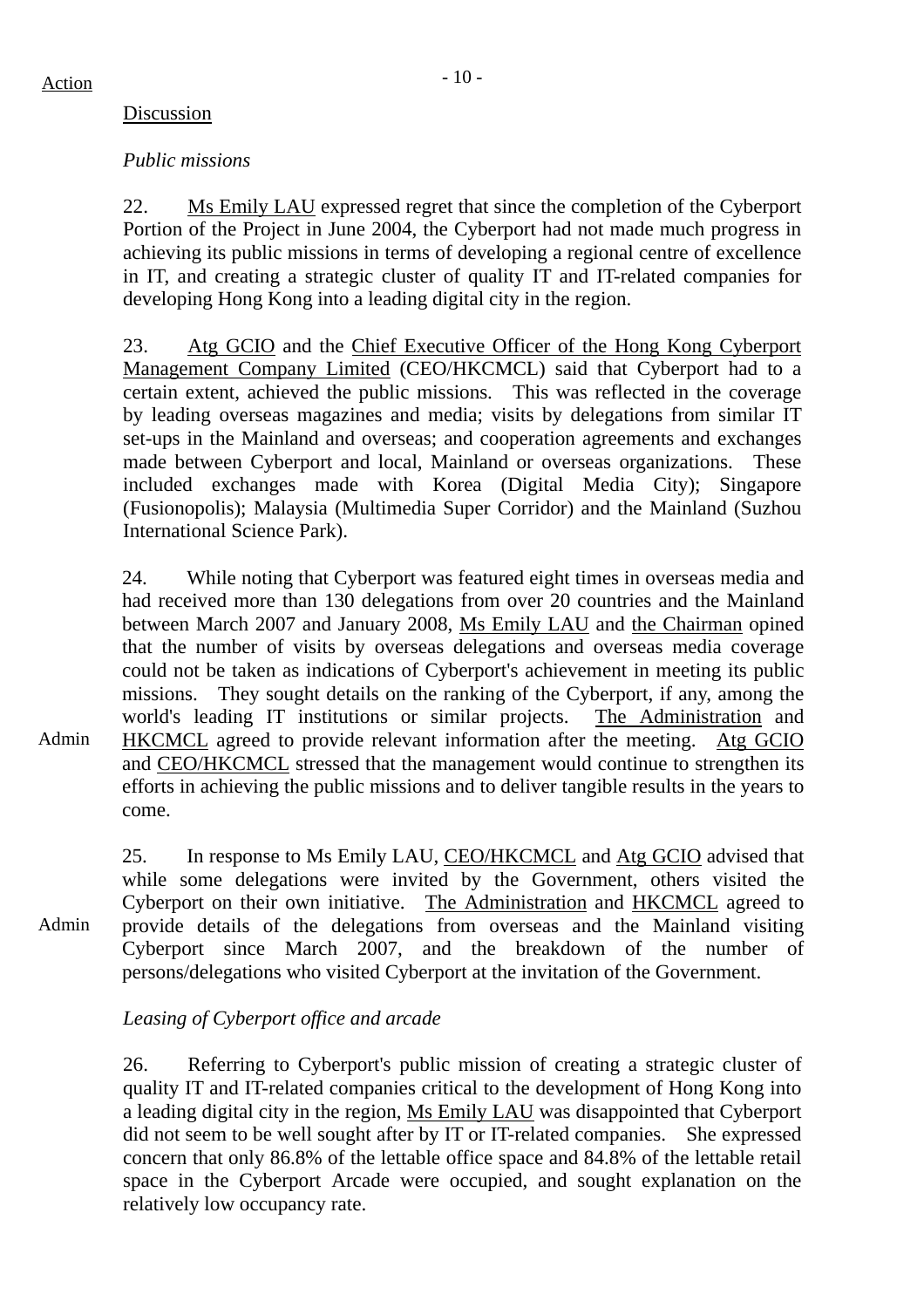Action

Discussion

*Public missions*

22. Ms Emily LAU expressed regret that since the completion of the Cyberport Portion of the Project in June 2004, the Cyberport had not made much progress in achieving its public missions in terms of developing a regional centre of excellence in IT, and creating a strategic cluster of quality IT and IT-related companies for developing Hong Kong into a leading digital city in the region.

23. Atg GCIO and the Chief Executive Officer of the Hong Kong Cyberport Management Company Limited (CEO/HKCMCL) said that Cyberport had to a certain extent, achieved the public missions. This was reflected in the coverage by leading overseas magazines and media; visits by delegations from similar IT set-ups in the Mainland and overseas; and cooperation agreements and exchanges made between Cyberport and local, Mainland or overseas organizations. These included exchanges made with Korea (Digital Media City); Singapore (Fusionopolis); Malaysia (Multimedia Super Corridor) and the Mainland (Suzhou International Science Park).

24. While noting that Cyberport was featured eight times in overseas media and had received more than 130 delegations from over 20 countries and the Mainland between March 2007 and January 2008, Ms Emily LAU and the Chairman opined that the number of visits by overseas delegations and overseas media coverage could not be taken as indications of Cyberport's achievement in meeting its public missions. They sought details on the ranking of the Cyberport, if any, among the world's leading IT institutions or similar projects. The Administration and HKCMCL agreed to provide relevant information after the meeting. Atg GCIO and CEO/HKCMCL stressed that the management would continue to strengthen its efforts in achieving the public missions and to deliver tangible results in the years to come.

Admin

25. In response to Ms Emily LAU, CEO/HKCMCL and Atg GCIO advised that while some delegations were invited by the Government, others visited the Cyberport on their own initiative. The Administration and HKCMCL agreed to provide details of the delegations from overseas and the Mainland visiting Cyberport since March 2007, and the breakdown of the number of persons/delegations who visited Cyberport at the invitation of the Government.

Admin

*Leasing of Cyberport office and arcade*

26. Referring to Cyberport's public mission of creating a strategic cluster of quality IT and IT-related companies critical to the development of Hong Kong into a leading digital city in the region, Ms Emily LAU was disappointed that Cyberport did not seem to be well sought after by IT or IT-related companies. She expressed concern that only 86.8% of the lettable office space and 84.8% of the lettable retail space in the Cyberport Arcade were occupied, and sought explanation on the relatively low occupancy rate.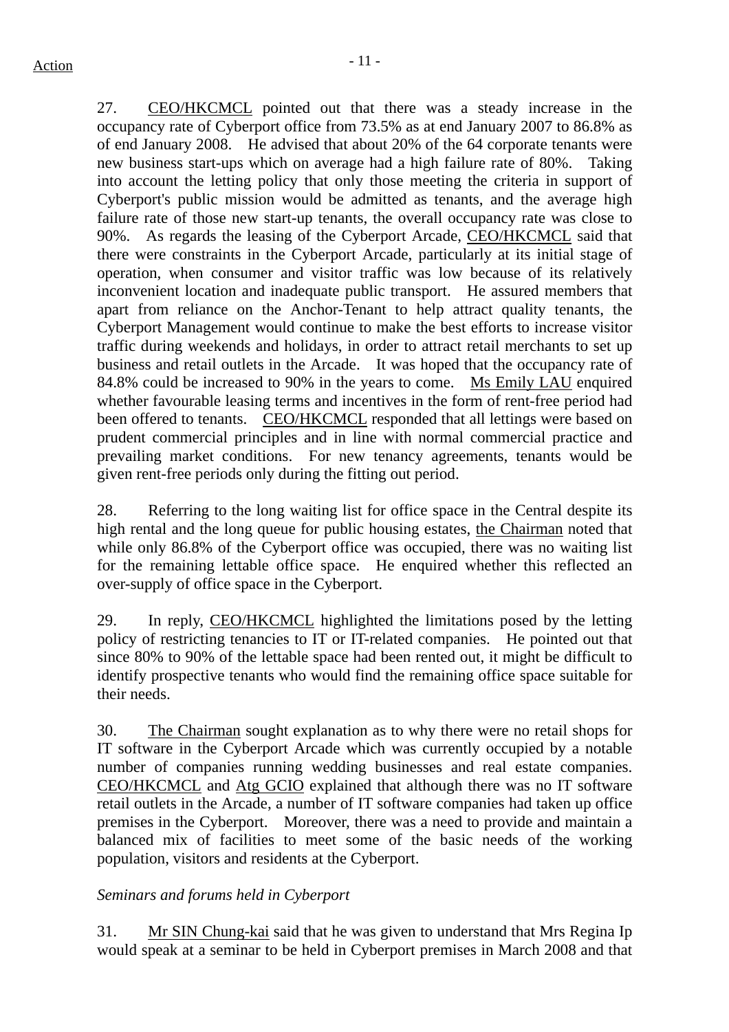27. CEO/HKCMCL pointed out that there was a steady increase in the occupancy rate of Cyberport office from 73.5% as at end January 2007 to 86.8% as of end January 2008. He advised that about 20% of the 64 corporate tenants were new business start-ups which on average had a high failure rate of 80%. Taking into account the letting policy that only those meeting the criteria in support of Cyberport's public mission would be admitted as tenants, and the average high failure rate of those new start-up tenants, the overall occupancy rate was close to 90%. As regards the leasing of the Cyberport Arcade, CEO/HKCMCL said that there were constraints in the Cyberport Arcade, particularly at its initial stage of operation, when consumer and visitor traffic was low because of its relatively inconvenient location and inadequate public transport. He assured members that apart from reliance on the Anchor-Tenant to help attract quality tenants, the Cyberport Management would continue to make the best efforts to increase visitor traffic during weekends and holidays, in order to attract retail merchants to set up business and retail outlets in the Arcade. It was hoped that the occupancy rate of 84.8% could be increased to 90% in the years to come. Ms Emily LAU enquired whether favourable leasing terms and incentives in the form of rent-free period had been offered to tenants. CEO/HKCMCL responded that all lettings were based on prudent commercial principles and in line with normal commercial practice and prevailing market conditions. For new tenancy agreements, tenants would be given rent-free periods only during the fitting out period.

28. Referring to the long waiting list for office space in the Central despite its high rental and the long queue for public housing estates, the Chairman noted that while only 86.8% of the Cyberport office was occupied, there was no waiting list for the remaining lettable office space. He enquired whether this reflected an over-supply of office space in the Cyberport.

29. In reply, CEO/HKCMCL highlighted the limitations posed by the letting policy of restricting tenancies to IT or IT-related companies. He pointed out that since 80% to 90% of the lettable space had been rented out, it might be difficult to identify prospective tenants who would find the remaining office space suitable for their needs.

30. The Chairman sought explanation as to why there were no retail shops for IT software in the Cyberport Arcade which was currently occupied by a notable number of companies running wedding businesses and real estate companies. CEO/HKCMCL and Atg GCIO explained that although there was no IT software retail outlets in the Arcade, a number of IT software companies had taken up office premises in the Cyberport. Moreover, there was a need to provide and maintain a balanced mix of facilities to meet some of the basic needs of the working population, visitors and residents at the Cyberport.

*Seminars and forums held in Cyberport*

31. Mr SIN Chung-kai said that he was given to understand that Mrs Regina Ip would speak at a seminar to be held in Cyberport premises in March 2008 and that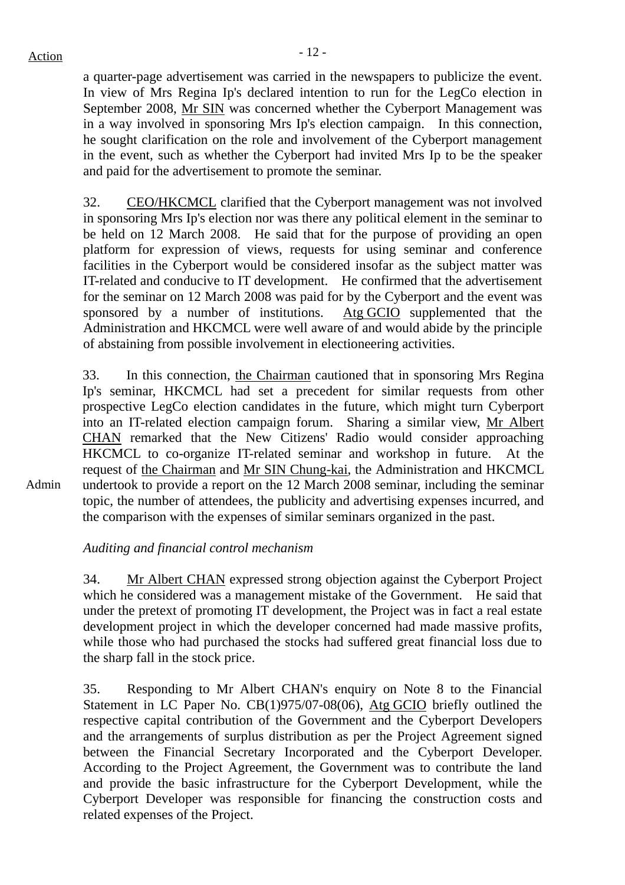Action

a quarter-page advertisement was carried in the newspapers to publicize the event. In view of Mrs Regina Ip's declared intention to run for the LegCo election in September 2008, Mr SIN was concerned whether the Cyberport Management was in a way involved in sponsoring Mrs Ip's election campaign. In this connection, he sought clarification on the role and involvement of the Cyberport management in the event, such as whether the Cyberport had invited Mrs Ip to be the speaker and paid for the advertisement to promote the seminar.

32. CEO/HKCMCL clarified that the Cyberport management was not involved in sponsoring Mrs Ip's election nor was there any political element in the seminar to be held on 12 March 2008. He said that for the purpose of providing an open platform for expression of views, requests for using seminar and conference facilities in the Cyberport would be considered insofar as the subject matter was IT-related and conducive to IT development. He confirmed that the advertisement for the seminar on 12 March 2008 was paid for by the Cyberport and the event was sponsored by a number of institutions. Atg GCIO supplemented that the Administration and HKCMCL were well aware of and would abide by the principle of abstaining from possible involvement in electioneering activities.

33. In this connection, the Chairman cautioned that in sponsoring Mrs Regina Ip's seminar, HKCMCL had set a precedent for similar requests from other prospective LegCo election candidates in the future, which might turn Cyberport into an IT-related election campaign forum. Sharing a similar view, Mr Albert CHAN remarked that the New Citizens' Radio would consider approaching HKCMCL to co-organize IT-related seminar and workshop in future. At the request of the Chairman and Mr SIN Chung-kai, the Administration and HKCMCL undertook to provide a report on the 12 March 2008 seminar, including the seminar topic, the number of attendees, the publicity and advertising expenses incurred, and the comparison with the expenses of similar seminars organized in the past.

Admin

*Auditing and financial control mechanism*

34. Mr Albert CHAN expressed strong objection against the Cyberport Project which he considered was a management mistake of the Government. He said that under the pretext of promoting IT development, the Project was in fact a real estate development project in which the developer concerned had made massive profits, while those who had purchased the stocks had suffered great financial loss due to the sharp fall in the stock price.

35. Responding to Mr Albert CHAN's enquiry on Note 8 to the Financial Statement in LC Paper No. CB(1)975/07-08(06), Atg GCIO briefly outlined the respective capital contribution of the Government and the Cyberport Developers and the arrangements of surplus distribution as per the Project Agreement signed between the Financial Secretary Incorporated and the Cyberport Developer. According to the Project Agreement, the Government was to contribute the land and provide the basic infrastructure for the Cyberport Development, while the Cyberport Developer was responsible for financing the construction costs and related expenses of the Project.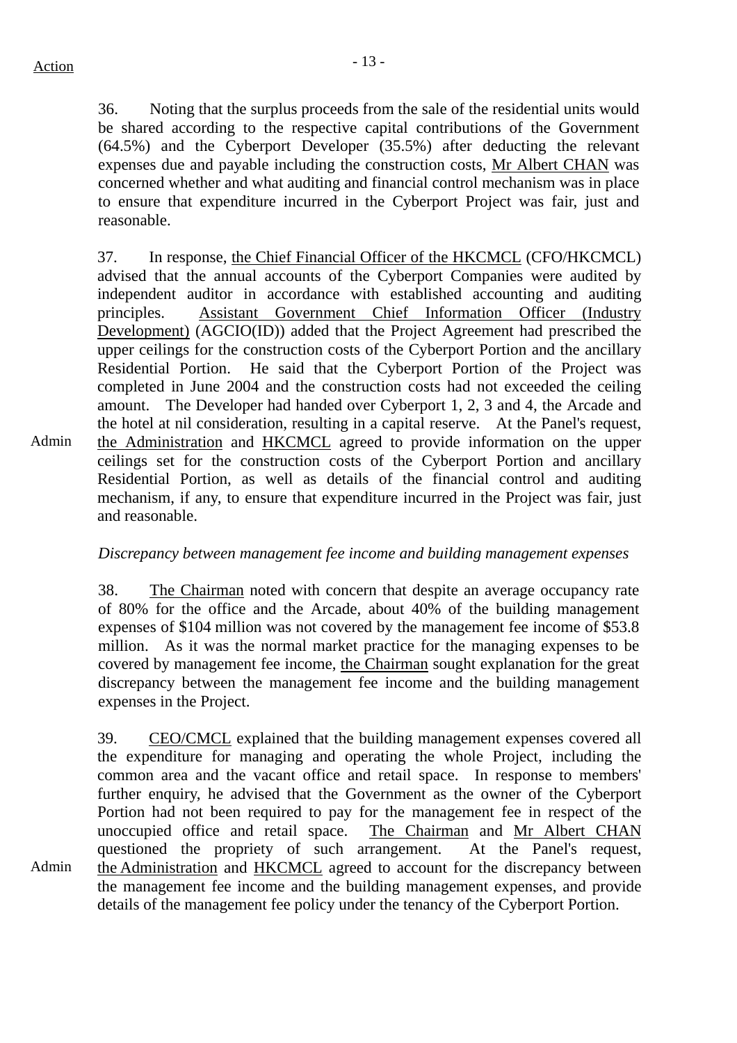36. Noting that the surplus proceeds from the sale of the residential units would be shared according to the respective capital contributions of the Government (64.5%) and the Cyberport Developer (35.5%) after deducting the relevant expenses due and payable including the construction costs, Mr Albert CHAN was concerned whether and what auditing and financial control mechanism was in place to ensure that expenditure incurred in the Cyberport Project was fair, just and reasonable.

37. In response, the Chief Financial Officer of the HKCMCL (CFO/HKCMCL) advised that the annual accounts of the Cyberport Companies were audited by independent auditor in accordance with established accounting and auditing principles. Assistant Government Chief Information Officer (Industry Development) (AGCIO(ID)) added that the Project Agreement had prescribed the upper ceilings for the construction costs of the Cyberport Portion and the ancillary Residential Portion. He said that the Cyberport Portion of the Project was completed in June 2004 and the construction costs had not exceeded the ceiling amount. The Developer had handed over Cyberport 1, 2, 3 and 4, the Arcade and the hotel at nil consideration, resulting in a capital reserve. At the Panel's request, the Administration and HKCMCL agreed to provide information on the upper ceilings set for the construction costs of the Cyberport Portion and ancillary Residential Portion, as well as details of the financial control and auditing mechanism, if any, to ensure that expenditure incurred in the Project was fair, just and reasonable.

Action: Admin

*Discrepancy between management fee income and building management expenses*

38. The Chairman noted with concern that despite an average occupancy rate of 80% for the office and the Arcade, about 40% of the building management expenses of $104 million was not covered by the management fee income of $53.8 million. As it was the normal market practice for the managing expenses to be covered by management fee income, the Chairman sought explanation for the great discrepancy between the management fee income and the building management expenses in the Project.

39. CEO/CMCL explained that the building management expenses covered all the expenditure for managing and operating the whole Project, including the common area and the vacant office and retail space. In response to members' further enquiry, he advised that the Government as the owner of the Cyberport Portion had not been required to pay for the management fee in respect of the unoccupied office and retail space. The Chairman and Mr Albert CHAN questioned the propriety of such arrangement. At the Panel's request, the Administration and HKCMCL agreed to account for the discrepancy between the management fee income and the building management expenses, and provide details of the management fee policy under the tenancy of the Cyberport Portion.

Action: Admin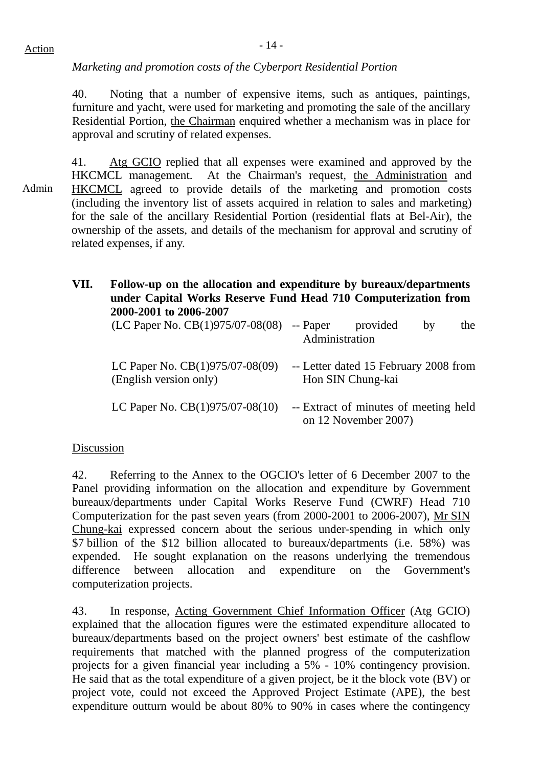Action

*Marketing and promotion costs of the Cyberport Residential Portion*

40. Noting that a number of expensive items, such as antiques, paintings, furniture and yacht, were used for marketing and promoting the sale of the ancillary Residential Portion, the Chairman enquired whether a mechanism was in place for approval and scrutiny of related expenses.

Admin

41. Atg GCIO replied that all expenses were examined and approved by the HKCMCL management. At the Chairman's request, the Administration and HKCMCL agreed to provide details of the marketing and promotion costs (including the inventory list of assets acquired in relation to sales and marketing) for the sale of the ancillary Residential Portion (residential flats at Bel-Air), the ownership of the assets, and details of the mechanism for approval and scrutiny of related expenses, if any.

## VII. Follow-up on the allocation and expenditure by bureaux/departments under Capital Works Reserve Fund Head 710 Computerization from 2000-2001 to 2006-2007

(LC Paper No. CB(1)975/07-08(08) -- Paper provided by the Administration

LC Paper No. CB(1)975/07-08(09) (English version only) -- Letter dated 15 February 2008 from Hon SIN Chung-kai

LC Paper No. CB(1)975/07-08(10) -- Extract of minutes of meeting held on 12 November 2007)

Discussion

42. Referring to the Annex to the OGCIO's letter of 6 December 2007 to the Panel providing information on the allocation and expenditure by Government bureaux/departments under Capital Works Reserve Fund (CWRF) Head 710 Computerization for the past seven years (from 2000-2001 to 2006-2007), Mr SIN Chung-kai expressed concern about the serious under-spending in which only $7 billion of the $12 billion allocated to bureaux/departments (i.e. 58%) was expended. He sought explanation on the reasons underlying the tremendous difference between allocation and expenditure on the Government's computerization projects.

43. In response, Acting Government Chief Information Officer (Atg GCIO) explained that the allocation figures were the estimated expenditure allocated to bureaux/departments based on the project owners' best estimate of the cashflow requirements that matched with the planned progress of the computerization projects for a given financial year including a 5% - 10% contingency provision. He said that as the total expenditure of a given project, be it the block vote (BV) or project vote, could not exceed the Approved Project Estimate (APE), the best expenditure outturn would be about 80% to 90% in cases where the contingency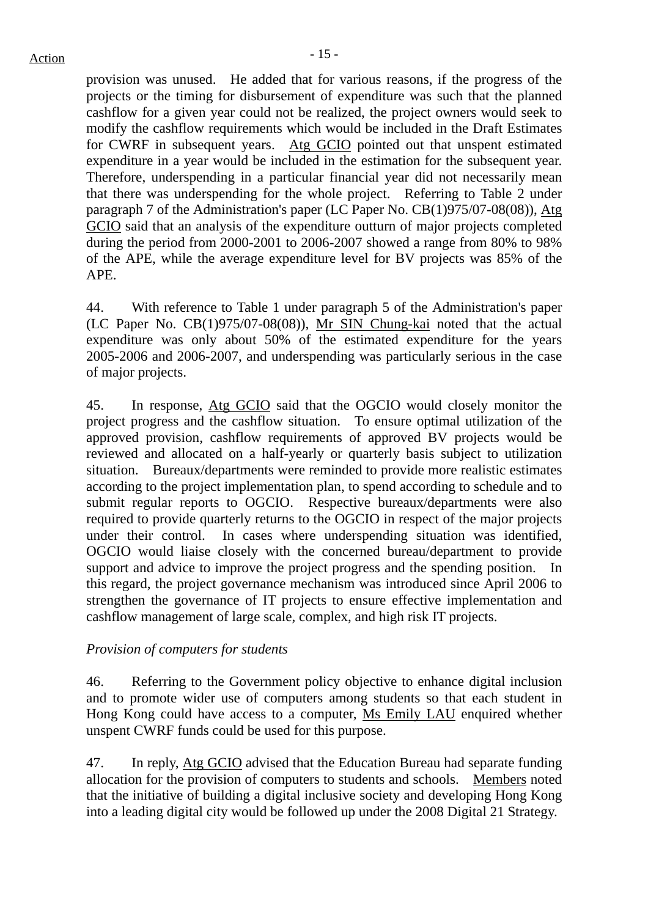provision was unused. He added that for various reasons, if the progress of the projects or the timing for disbursement of expenditure was such that the planned cashflow for a given year could not be realized, the project owners would seek to modify the cashflow requirements which would be included in the Draft Estimates for CWRF in subsequent years. Atg GCIO pointed out that unspent estimated expenditure in a year would be included in the estimation for the subsequent year. Therefore, underspending in a particular financial year did not necessarily mean that there was underspending for the whole project. Referring to Table 2 under paragraph 7 of the Administration's paper (LC Paper No. CB(1)975/07-08(08)), Atg GCIO said that an analysis of the expenditure outturn of major projects completed during the period from 2000-2001 to 2006-2007 showed a range from 80% to 98% of the APE, while the average expenditure level for BV projects was 85% of the APE.

44. With reference to Table 1 under paragraph 5 of the Administration's paper (LC Paper No. CB(1)975/07-08(08)), Mr SIN Chung-kai noted that the actual expenditure was only about 50% of the estimated expenditure for the years 2005-2006 and 2006-2007, and underspending was particularly serious in the case of major projects.

45. In response, Atg GCIO said that the OGCIO would closely monitor the project progress and the cashflow situation. To ensure optimal utilization of the approved provision, cashflow requirements of approved BV projects would be reviewed and allocated on a half-yearly or quarterly basis subject to utilization situation. Bureaux/departments were reminded to provide more realistic estimates according to the project implementation plan, to spend according to schedule and to submit regular reports to OGCIO. Respective bureaux/departments were also required to provide quarterly returns to the OGCIO in respect of the major projects under their control. In cases where underspending situation was identified, OGCIO would liaise closely with the concerned bureau/department to provide support and advice to improve the project progress and the spending position. In this regard, the project governance mechanism was introduced since April 2006 to strengthen the governance of IT projects to ensure effective implementation and cashflow management of large scale, complex, and high risk IT projects.

*Provision of computers for students*

46. Referring to the Government policy objective to enhance digital inclusion and to promote wider use of computers among students so that each student in Hong Kong could have access to a computer, Ms Emily LAU enquired whether unspent CWRF funds could be used for this purpose.

47. In reply, Atg GCIO advised that the Education Bureau had separate funding allocation for the provision of computers to students and schools. Members noted that the initiative of building a digital inclusive society and developing Hong Kong into a leading digital city would be followed up under the 2008 Digital 21 Strategy.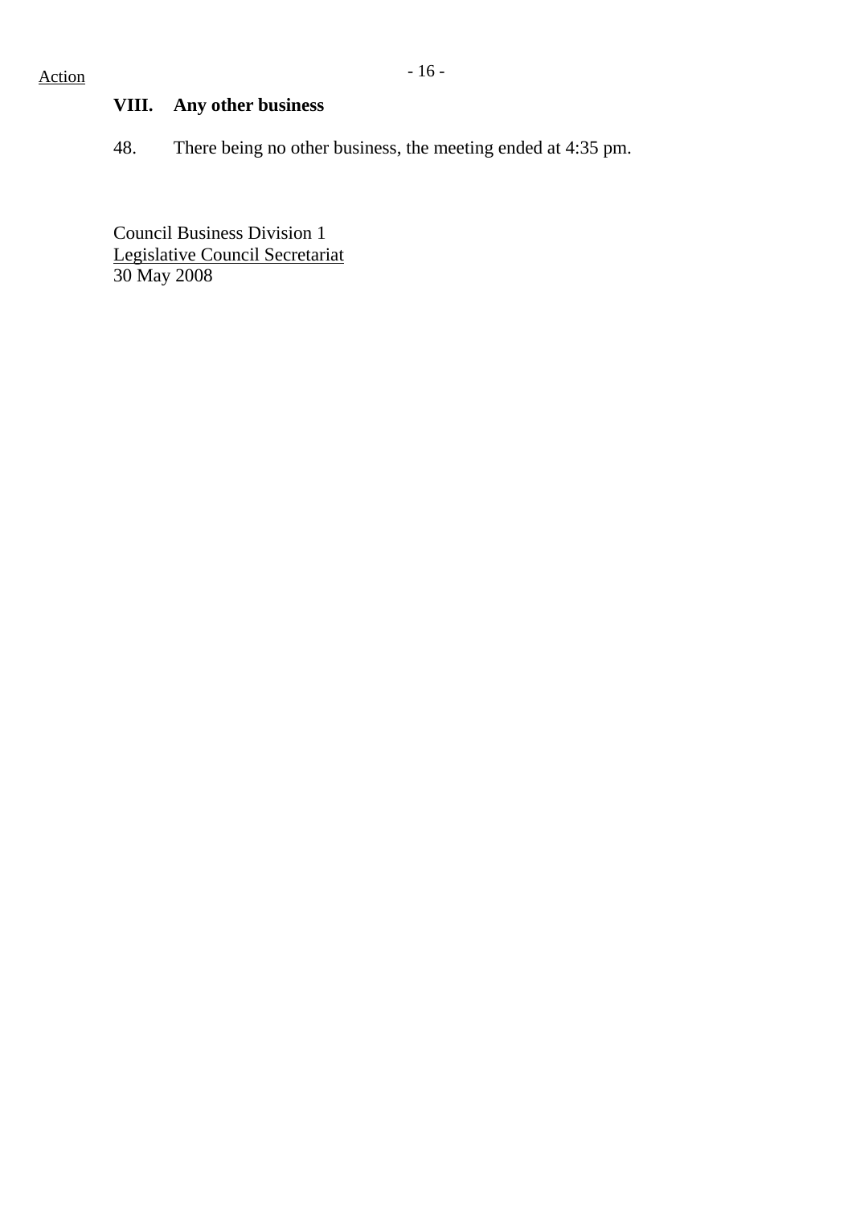Action

## VIII. Any other business

48. There being no other business, the meeting ended at 4:35 pm.

Council Business Division 1
Legislative Council Secretariat
30 May 2008